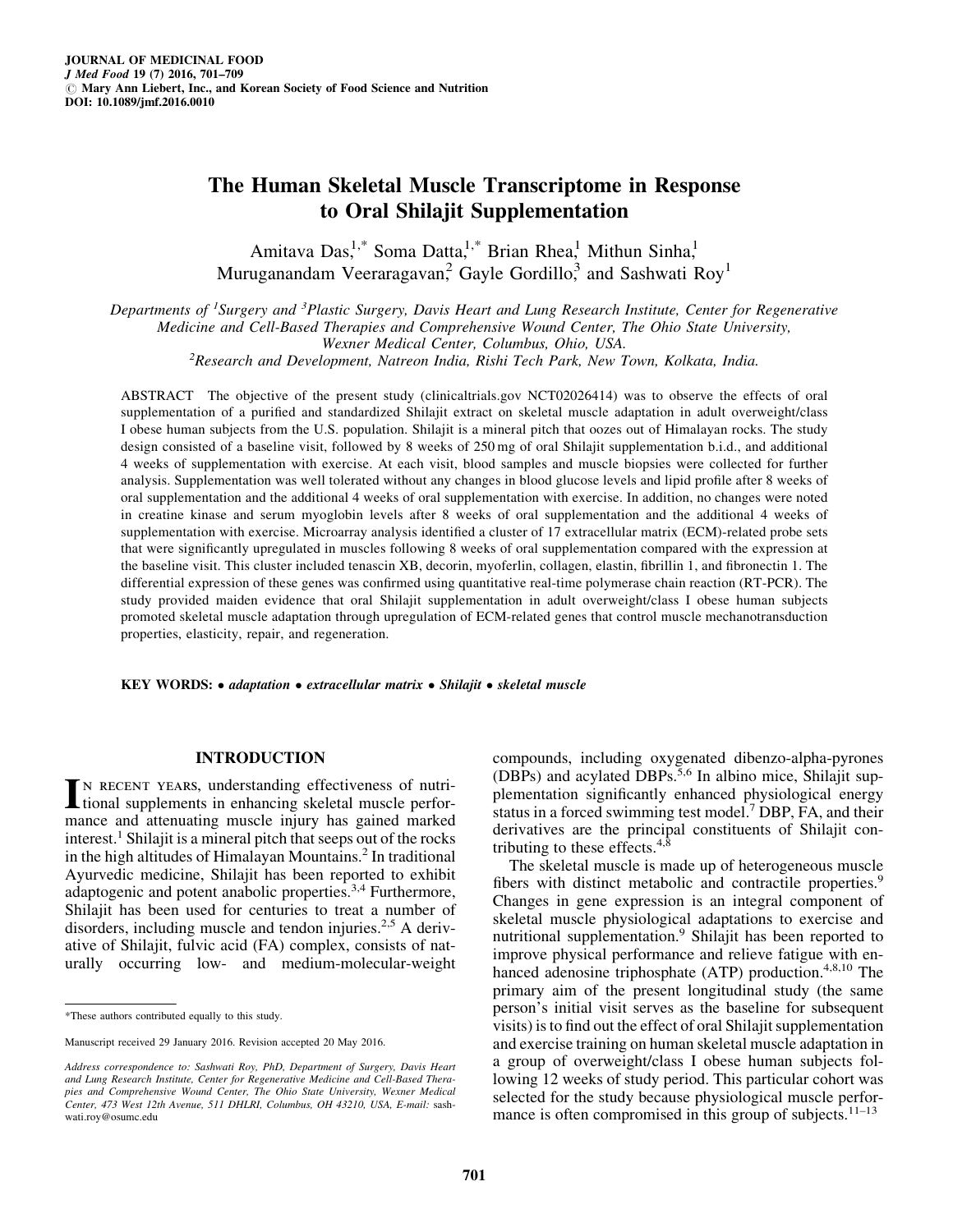JOURNAL OF MEDICINAL FOOD
*J Med Food* 19 (7) 2016, 701–709
© Mary Ann Liebert, Inc., and Korean Society of Food Science and Nutrition
DOI: 10.1089/jmf.2016.0010

# The Human Skeletal Muscle Transcriptome in Response to Oral Shilajit Supplementation

Amitava Das,[1,*] Soma Datta,[1,*] Brian Rhea,[1] Mithun Sinha,[1] Muruganandam Veeraragavan,[2] Gayle Gordillo,[3] and Sashwati Roy[1]

*Departments of [1]Surgery and [3]Plastic Surgery, Davis Heart and Lung Research Institute, Center for Regenerative Medicine and Cell-Based Therapies and Comprehensive Wound Center, The Ohio State University, Wexner Medical Center, Columbus, Ohio, USA.*
*[2]Research and Development, Natreon India, Rishi Tech Park, New Town, Kolkata, India.*

ABSTRACT The objective of the present study (clinicaltrials.gov NCT02026414) was to observe the effects of oral supplementation of a purified and standardized Shilajit extract on skeletal muscle adaptation in adult overweight/class I obese human subjects from the U.S. population. Shilajit is a mineral pitch that oozes out of Himalayan rocks. The study design consisted of a baseline visit, followed by 8 weeks of 250 mg of oral Shilajit supplementation b.i.d., and additional 4 weeks of supplementation with exercise. At each visit, blood samples and muscle biopsies were collected for further analysis. Supplementation was well tolerated without any changes in blood glucose levels and lipid profile after 8 weeks of oral supplementation and the additional 4 weeks of oral supplementation with exercise. In addition, no changes were noted in creatine kinase and serum myoglobin levels after 8 weeks of oral supplementation and the additional 4 weeks of supplementation with exercise. Microarray analysis identified a cluster of 17 extracellular matrix (ECM)-related probe sets that were significantly upregulated in muscles following 8 weeks of oral supplementation compared with the expression at the baseline visit. This cluster included tenascin XB, decorin, myoferlin, collagen, elastin, fibrillin 1, and fibronectin 1. The differential expression of these genes was confirmed using quantitative real-time polymerase chain reaction (RT-PCR). The study provided maiden evidence that oral Shilajit supplementation in adult overweight/class I obese human subjects promoted skeletal muscle adaptation through upregulation of ECM-related genes that control muscle mechanotransduction properties, elasticity, repair, and regeneration.

**KEY WORDS:** • *adaptation* • *extracellular matrix* • *Shilajit* • *skeletal muscle*

## INTRODUCTION

In recent years, understanding effectiveness of nutritional supplements in enhancing skeletal muscle performance and attenuating muscle injury has gained marked interest.[1] Shilajit is a mineral pitch that seeps out of the rocks in the high altitudes of Himalayan Mountains.[2] In traditional Ayurvedic medicine, Shilajit has been reported to exhibit adaptogenic and potent anabolic properties.[3,4] Furthermore, Shilajit has been used for centuries to treat a number of disorders, including muscle and tendon injuries.[2,5] A derivative of Shilajit, fulvic acid (FA) complex, consists of naturally occurring low- and medium-molecular-weight compounds, including oxygenated dibenzo-alpha-pyrones (DBPs) and acylated DBPs.[5,6] In albino mice, Shilajit supplementation significantly enhanced physiological energy status in a forced swimming test model.[7] DBP, FA, and their derivatives are the principal constituents of Shilajit contributing to these effects.[4,8]

The skeletal muscle is made up of heterogeneous muscle fibers with distinct metabolic and contractile properties.[9] Changes in gene expression is an integral component of skeletal muscle physiological adaptations to exercise and nutritional supplementation.[9] Shilajit has been reported to improve physical performance and relieve fatigue with enhanced adenosine triphosphate (ATP) production.[4,8,10] The primary aim of the present longitudinal study (the same person's initial visit serves as the baseline for subsequent visits) is to find out the effect of oral Shilajit supplementation and exercise training on human skeletal muscle adaptation in a group of overweight/class I obese human subjects following 12 weeks of study period. This particular cohort was selected for the study because physiological muscle performance is often compromised in this group of subjects.[11–13]

*These authors contributed equally to this study.

Manuscript received 29 January 2016. Revision accepted 20 May 2016.

*Address correspondence to:* Sashwati Roy, PhD, Department of Surgery, Davis Heart and Lung Research Institute, Center for Regenerative Medicine and Cell-Based Therapies and Comprehensive Wound Center, The Ohio State University, Wexner Medical Center, 473 West 12th Avenue, 511 DHLRI, Columbus, OH 43210, USA, *E-mail:* sashwati.roy@osumc.edu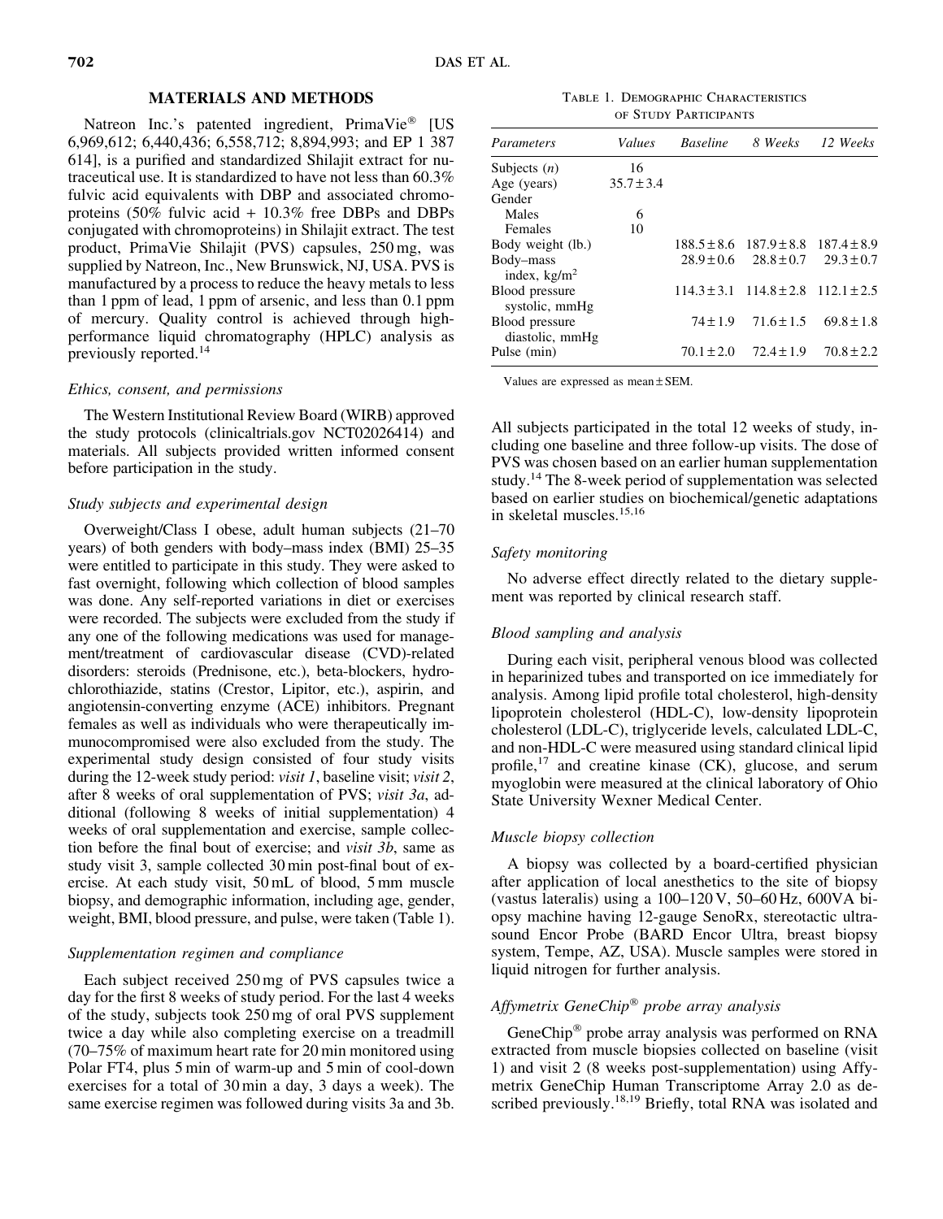## MATERIALS AND METHODS

Natreon Inc.'s patented ingredient, PrimaVie® [US 6,969,612; 6,440,436; 6,558,712; 8,894,993; and EP 1 387 614], is a purified and standardized Shilajit extract for nutraceutical use. It is standardized to have not less than 60.3% fulvic acid equivalents with DBP and associated chromoproteins (50% fulvic acid + 10.3% free DBPs and DBPs conjugated with chromoproteins) in Shilajit extract. The test product, PrimaVie Shilajit (PVS) capsules, 250 mg, was supplied by Natreon, Inc., New Brunswick, NJ, USA. PVS is manufactured by a process to reduce the heavy metals to less than 1 ppm of lead, 1 ppm of arsenic, and less than 0.1 ppm of mercury. Quality control is achieved through high-performance liquid chromatography (HPLC) analysis as previously reported.[14]

### Ethics, consent, and permissions

The Western Institutional Review Board (WIRB) approved the study protocols (clinicaltrials.gov NCT02026414) and materials. All subjects provided written informed consent before participation in the study.

### Study subjects and experimental design

Overweight/Class I obese, adult human subjects (21–70 years) of both genders with body–mass index (BMI) 25–35 were entitled to participate in this study. They were asked to fast overnight, following which collection of blood samples was done. Any self-reported variations in diet or exercises were recorded. The subjects were excluded from the study if any one of the following medications was used for management/treatment of cardiovascular disease (CVD)-related disorders: steroids (Prednisone, etc.), beta-blockers, hydrochlorothiazide, statins (Crestor, Lipitor, etc.), aspirin, and angiotensin-converting enzyme (ACE) inhibitors. Pregnant females as well as individuals who were therapeutically immunocompromised were also excluded from the study. The experimental study design consisted of four study visits during the 12-week study period: *visit 1*, baseline visit; *visit 2*, after 8 weeks of oral supplementation of PVS; *visit 3a*, additional (following 8 weeks of initial supplementation) 4 weeks of oral supplementation and exercise, sample collection before the final bout of exercise; and *visit 3b*, same as study visit 3, sample collected 30 min post-final bout of exercise. At each study visit, 50 mL of blood, 5 mm muscle biopsy, and demographic information, including age, gender, weight, BMI, blood pressure, and pulse, were taken (Table 1).

### Supplementation regimen and compliance

Each subject received 250 mg of PVS capsules twice a day for the first 8 weeks of study period. For the last 4 weeks of the study, subjects took 250 mg of oral PVS supplement twice a day while also completing exercise on a treadmill (70–75% of maximum heart rate for 20 min monitored using Polar FT4, plus 5 min of warm-up and 5 min of cool-down exercises for a total of 30 min a day, 3 days a week). The same exercise regimen was followed during visits 3a and 3b.

Table 1. Demographic Characteristics of Study Participants

| *Parameters* | *Values* | *Baseline* | *8 Weeks* | *12 Weeks* |
|---|---|---|---|---|
| Subjects (*n*) | 16 | | | |
| Age (years) | 35.7 ± 3.4 | | | |
| Gender | | | | |
| Males | 6 | | | |
| Females | 10 | | | |
| Body weight (lb.) | | 188.5 ± 8.6 | 187.9 ± 8.8 | 187.4 ± 8.9 |
| Body–mass index, kg/m$^2$ | | 28.9 ± 0.6 | 28.8 ± 0.7 | 29.3 ± 0.7 |
| Blood pressure systolic, mmHg | | 114.3 ± 3.1 | 114.8 ± 2.8 | 112.1 ± 2.5 |
| Blood pressure diastolic, mmHg | | 74 ± 1.9 | 71.6 ± 1.5 | 69.8 ± 1.8 |
| Pulse (min) | | 70.1 ± 2.0 | 72.4 ± 1.9 | 70.8 ± 2.2 |

Values are expressed as mean ± SEM.

All subjects participated in the total 12 weeks of study, including one baseline and three follow-up visits. The dose of PVS was chosen based on an earlier human supplementation study.[14] The 8-week period of supplementation was selected based on earlier studies on biochemical/genetic adaptations in skeletal muscles.[15,16]

### Safety monitoring

No adverse effect directly related to the dietary supplement was reported by clinical research staff.

### Blood sampling and analysis

During each visit, peripheral venous blood was collected in heparinized tubes and transported on ice immediately for analysis. Among lipid profile total cholesterol, high-density lipoprotein cholesterol (HDL-C), low-density lipoprotein cholesterol (LDL-C), triglyceride levels, calculated LDL-C, and non-HDL-C were measured using standard clinical lipid profile,[17] and creatine kinase (CK), glucose, and serum myoglobin were measured at the clinical laboratory of Ohio State University Wexner Medical Center.

### Muscle biopsy collection

A biopsy was collected by a board-certified physician after application of local anesthetics to the site of biopsy (vastus lateralis) using a 100–120 V, 50–60 Hz, 600VA biopsy machine having 12-gauge SenoRx, stereotactic ultrasound Encor Probe (BARD Encor Ultra, breast biopsy system, Tempe, AZ, USA). Muscle samples were stored in liquid nitrogen for further analysis.

### Affymetrix GeneChip® probe array analysis

GeneChip® probe array analysis was performed on RNA extracted from muscle biopsies collected on baseline (visit 1) and visit 2 (8 weeks post-supplementation) using Affymetrix GeneChip Human Transcriptome Array 2.0 as described previously.[18,19] Briefly, total RNA was isolated and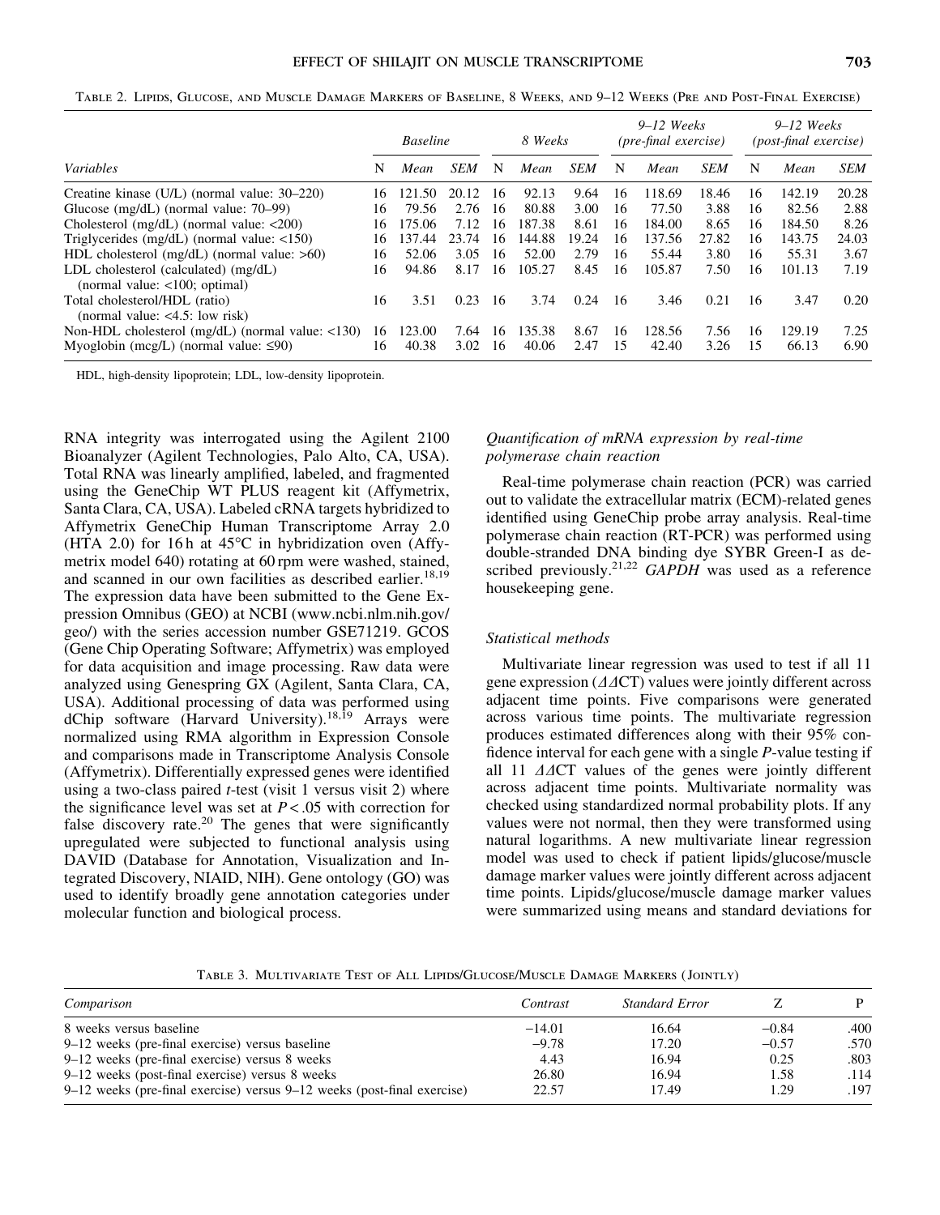Table 2. Lipids, Glucose, and Muscle Damage Markers of Baseline, 8 Weeks, and 9–12 Weeks (Pre and Post-Final Exercise)

| Variables | Baseline | | | 8 Weeks | | | 9–12 Weeks (pre-final exercise) | | | 9–12 Weeks (post-final exercise) | | |
|---|---|---|---|---|---|---|---|---|---|---|---|---|
| | N | Mean | SEM | N | Mean | SEM | N | Mean | SEM | N | Mean | SEM |
| Creatine kinase (U/L) (normal value: 30–220) | 16 | 121.50 | 20.12 | 16 | 92.13 | 9.64 | 16 | 118.69 | 18.46 | 16 | 142.19 | 20.28 |
| Glucose (mg/dL) (normal value: 70–99) | 16 | 79.56 | 2.76 | 16 | 80.88 | 3.00 | 16 | 77.50 | 3.88 | 16 | 82.56 | 2.88 |
| Cholesterol (mg/dL) (normal value: <200) | 16 | 175.06 | 7.12 | 16 | 187.38 | 8.61 | 16 | 184.00 | 8.65 | 16 | 184.50 | 8.26 |
| Triglycerides (mg/dL) (normal value: <150) | 16 | 137.44 | 23.74 | 16 | 144.88 | 19.24 | 16 | 137.56 | 27.82 | 16 | 143.75 | 24.03 |
| HDL cholesterol (mg/dL) (normal value: >60) | 16 | 52.06 | 3.05 | 16 | 52.00 | 2.79 | 16 | 55.44 | 3.80 | 16 | 55.31 | 3.67 |
| LDL cholesterol (calculated) (mg/dL) (normal value: <100; optimal) | 16 | 94.86 | 8.17 | 16 | 105.27 | 8.45 | 16 | 105.87 | 7.50 | 16 | 101.13 | 7.19 |
| Total cholesterol/HDL (ratio) (normal value: <4.5: low risk) | 16 | 3.51 | 0.23 | 16 | 3.74 | 0.24 | 16 | 3.46 | 0.21 | 16 | 3.47 | 0.20 |
| Non-HDL cholesterol (mg/dL) (normal value: <130) | 16 | 123.00 | 7.64 | 16 | 135.38 | 8.67 | 16 | 128.56 | 7.56 | 16 | 129.19 | 7.25 |
| Myoglobin (mcg/L) (normal value: ≤90) | 16 | 40.38 | 3.02 | 16 | 40.06 | 2.47 | 15 | 42.40 | 3.26 | 15 | 66.13 | 6.90 |

HDL, high-density lipoprotein; LDL, low-density lipoprotein.

RNA integrity was interrogated using the Agilent 2100 Bioanalyzer (Agilent Technologies, Palo Alto, CA, USA). Total RNA was linearly amplified, labeled, and fragmented using the GeneChip WT PLUS reagent kit (Affymetrix, Santa Clara, CA, USA). Labeled cRNA targets hybridized to Affymetrix GeneChip Human Transcriptome Array 2.0 (HTA 2.0) for 16 h at 45°C in hybridization oven (Affymetrix model 640) rotating at 60 rpm were washed, stained, and scanned in our own facilities as described earlier.[18,19] The expression data have been submitted to the Gene Expression Omnibus (GEO) at NCBI (www.ncbi.nlm.nih.gov/geo/) with the series accession number GSE71219. GCOS (Gene Chip Operating Software; Affymetrix) was employed for data acquisition and image processing. Raw data were analyzed using Genespring GX (Agilent, Santa Clara, CA, USA). Additional processing of data was performed using dChip software (Harvard University).[18,19] Arrays were normalized using RMA algorithm in Expression Console and comparisons made in Transcriptome Analysis Console (Affymetrix). Differentially expressed genes were identified using a two-class paired *t*-test (visit 1 versus visit 2) where the significance level was set at $P < .05$ with correction for false discovery rate.[20] The genes that were significantly upregulated were subjected to functional analysis using DAVID (Database for Annotation, Visualization and Integrated Discovery, NIAID, NIH). Gene ontology (GO) was used to identify broadly gene annotation categories under molecular function and biological process.

### *Quantification of mRNA expression by real-time polymerase chain reaction*

Real-time polymerase chain reaction (PCR) was carried out to validate the extracellular matrix (ECM)-related genes identified using GeneChip probe array analysis. Real-time polymerase chain reaction (RT-PCR) was performed using double-stranded DNA binding dye SYBR Green-I as described previously.[21,22] *GAPDH* was used as a reference housekeeping gene.

### *Statistical methods*

Multivariate linear regression was used to test if all 11 gene expression ($\Delta\Delta$CT) values were jointly different across adjacent time points. Five comparisons were generated across various time points. The multivariate regression produces estimated differences along with their 95% confidence interval for each gene with a single *P*-value testing if all 11 $\Delta\Delta$CT values of the genes were jointly different across adjacent time points. Multivariate normality was checked using standardized normal probability plots. If any values were not normal, then they were transformed using natural logarithms. A new multivariate linear regression model was used to check if patient lipids/glucose/muscle damage marker values were jointly different across adjacent time points. Lipids/glucose/muscle damage marker values were summarized using means and standard deviations for

Table 3. Multivariate Test of All Lipids/Glucose/Muscle Damage Markers (Jointly)

| Comparison | Contrast | Standard Error | Z | P |
|---|---|---|---|---|
| 8 weeks versus baseline | −14.01 | 16.64 | −0.84 | .400 |
| 9–12 weeks (pre-final exercise) versus baseline | −9.78 | 17.20 | −0.57 | .570 |
| 9–12 weeks (pre-final exercise) versus 8 weeks | 4.43 | 16.94 | 0.25 | .803 |
| 9–12 weeks (post-final exercise) versus 8 weeks | 26.80 | 16.94 | 1.58 | .114 |
| 9–12 weeks (pre-final exercise) versus 9–12 weeks (post-final exercise) | 22.57 | 17.49 | 1.29 | .197 |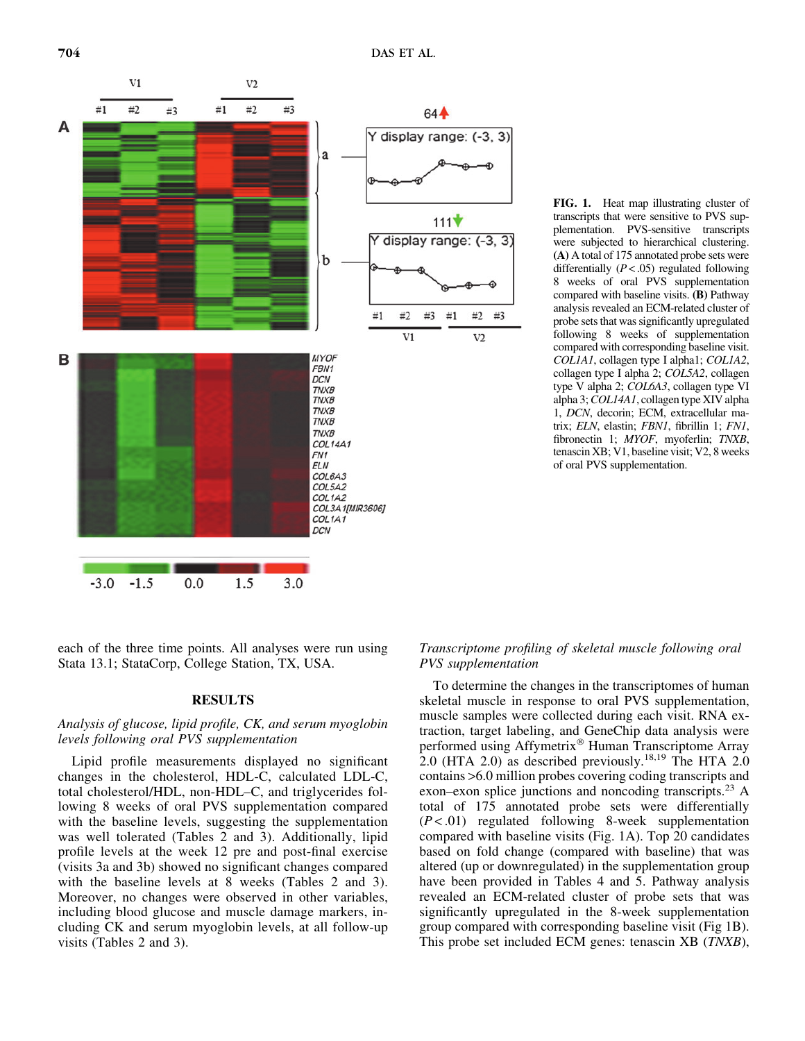FIG. 1. Heat map illustrating cluster of transcripts that were sensitive to PVS supplementation. PVS-sensitive transcripts were subjected to hierarchical clustering. **(A)** A total of 175 annotated probe sets were differentially ($P < .05$) regulated following 8 weeks of oral PVS supplementation compared with baseline visits. **(B)** Pathway analysis revealed an ECM-related cluster of probe sets that was significantly upregulated following 8 weeks of supplementation compared with corresponding baseline visit. *COL1A1*, collagen type I alpha1; *COL1A2*, collagen type I alpha 2; *COL5A2*, collagen type V alpha 2; *COL6A3*, collagen type VI alpha 3; *COL14A1*, collagen type XIV alpha 1, *DCN*, decorin; ECM, extracellular matrix; *ELN*, elastin; *FBN1*, fibrillin 1; *FN1*, fibronectin 1; *MYOF*, myoferlin; *TNXB*, tenascin XB; V1, baseline visit; V2, 8 weeks of oral PVS supplementation.

each of the three time points. All analyses were run using Stata 13.1; StataCorp, College Station, TX, USA.

## RESULTS

### *Analysis of glucose, lipid profile, CK, and serum myoglobin levels following oral PVS supplementation*

Lipid profile measurements displayed no significant changes in the cholesterol, HDL-C, calculated LDL-C, total cholesterol/HDL, non-HDL–C, and triglycerides following 8 weeks of oral PVS supplementation compared with the baseline levels, suggesting the supplementation was well tolerated (Tables 2 and 3). Additionally, lipid profile levels at the week 12 pre and post-final exercise (visits 3a and 3b) showed no significant changes compared with the baseline levels at 8 weeks (Tables 2 and 3). Moreover, no changes were observed in other variables, including blood glucose and muscle damage markers, including CK and serum myoglobin levels, at all follow-up visits (Tables 2 and 3).

### *Transcriptome profiling of skeletal muscle following oral PVS supplementation*

To determine the changes in the transcriptomes of human skeletal muscle in response to oral PVS supplementation, muscle samples were collected during each visit. RNA extraction, target labeling, and GeneChip data analysis were performed using Affymetrix® Human Transcriptome Array 2.0 (HTA 2.0) as described previously.[18,19] The HTA 2.0 contains >6.0 million probes covering coding transcripts and exon–exon splice junctions and noncoding transcripts.[23] A total of 175 annotated probe sets were differentially ($P < .01$) regulated following 8-week supplementation compared with baseline visits (Fig. 1A). Top 20 candidates based on fold change (compared with baseline) that was altered (up or downregulated) in the supplementation group have been provided in Tables 4 and 5. Pathway analysis revealed an ECM-related cluster of probe sets that was significantly upregulated in the 8-week supplementation group compared with corresponding baseline visit (Fig 1B). This probe set included ECM genes: tenascin XB (*TNXB*),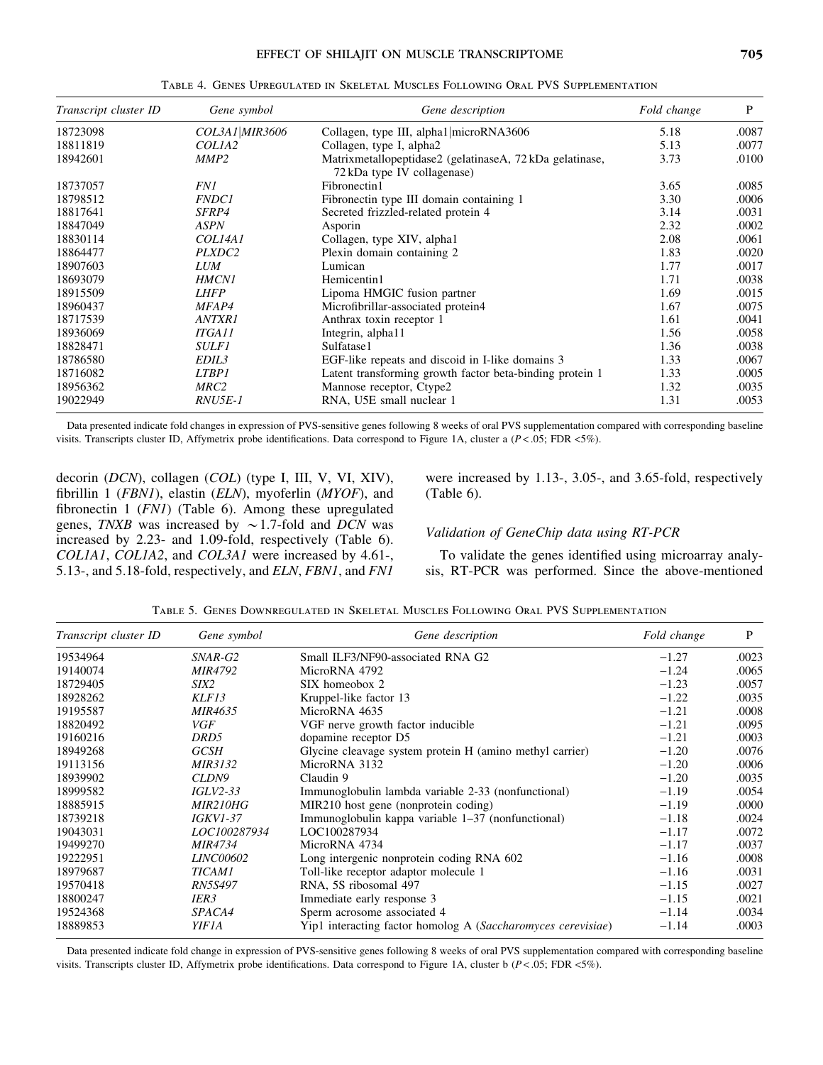Table 4. Genes Upregulated in Skeletal Muscles Following Oral PVS Supplementation

| Transcript cluster ID | Gene symbol | Gene description | Fold change | P |
|---|---|---|---|---|
| 18723098 | *COL3A1\|MIR3606* | Collagen, type III, alpha1\|microRNA3606 | 5.18 | .0087 |
| 18811819 | *COL1A2* | Collagen, type I, alpha2 | 5.13 | .0077 |
| 18942601 | *MMP2* | Matrixmetallopeptidase2 (gelatinaseA, 72 kDa gelatinase, 72 kDa type IV collagenase) | 3.73 | .0100 |
| 18737057 | *FN1* | Fibronectin1 | 3.65 | .0085 |
| 18798512 | *FNDC1* | Fibronectin type III domain containing 1 | 3.30 | .0006 |
| 18817641 | *SFRP4* | Secreted frizzled-related protein 4 | 3.14 | .0031 |
| 18847049 | *ASPN* | Asporin | 2.32 | .0002 |
| 18830114 | *COL14A1* | Collagen, type XIV, alpha1 | 2.08 | .0061 |
| 18864477 | *PLXDC2* | Plexin domain containing 2 | 1.83 | .0020 |
| 18907603 | *LUM* | Lumican | 1.77 | .0017 |
| 18693079 | *HMCN1* | Hemicentin1 | 1.71 | .0038 |
| 18915509 | *LHFP* | Lipoma HMGIC fusion partner | 1.69 | .0015 |
| 18960437 | *MFAP4* | Microfibrillar-associated protein4 | 1.67 | .0075 |
| 18717539 | *ANTXR1* | Anthrax toxin receptor 1 | 1.61 | .0041 |
| 18936069 | *ITGA11* | Integrin, alpha11 | 1.56 | .0058 |
| 18828471 | *SULF1* | Sulfatase1 | 1.36 | .0038 |
| 18786580 | *EDIL3* | EGF-like repeats and discoid in I-like domains 3 | 1.33 | .0067 |
| 18716082 | *LTBP1* | Latent transforming growth factor beta-binding protein 1 | 1.33 | .0005 |
| 18956362 | *MRC2* | Mannose receptor, Ctype2 | 1.32 | .0035 |
| 19022949 | *RNU5E-1* | RNA, U5E small nuclear 1 | 1.31 | .0053 |

Data presented indicate fold changes in expression of PVS-sensitive genes following 8 weeks of oral PVS supplementation compared with corresponding baseline visits. Transcripts cluster ID, Affymetrix probe identifications. Data correspond to Figure 1A, cluster a ($P < .05$; FDR <5%).

decorin (*DCN*), collagen (*COL*) (type I, III, V, VI, XIV), fibrillin 1 (*FBN1*), elastin (*ELN*), myoferlin (*MYOF*), and fibronectin 1 (*FN1*) (Table 6). Among these upregulated genes, *TNXB* was increased by ~1.7-fold and *DCN* was increased by 2.23- and 1.09-fold, respectively (Table 6). *COL1A1*, *COL1A2*, and *COL3A1* were increased by 4.61-, 5.13-, and 5.18-fold, respectively, and *ELN*, *FBN1*, and *FN1* were increased by 1.13-, 3.05-, and 3.65-fold, respectively (Table 6).

### *Validation of GeneChip data using RT-PCR*

To validate the genes identified using microarray analysis, RT-PCR was performed. Since the above-mentioned

Table 5. Genes Downregulated in Skeletal Muscles Following Oral PVS Supplementation

| Transcript cluster ID | Gene symbol | Gene description | Fold change | P |
|---|---|---|---|---|
| 19534964 | *SNAR-G2* | Small ILF3/NF90-associated RNA G2 | −1.27 | .0023 |
| 19140074 | *MIR4792* | MicroRNA 4792 | −1.24 | .0065 |
| 18729405 | *SIX2* | SIX homeobox 2 | −1.23 | .0057 |
| 18928262 | *KLF13* | Kruppel-like factor 13 | −1.22 | .0035 |
| 19195587 | *MIR4635* | MicroRNA 4635 | −1.21 | .0008 |
| 18820492 | *VGF* | VGF nerve growth factor inducible | −1.21 | .0095 |
| 19160216 | *DRD5* | dopamine receptor D5 | −1.21 | .0003 |
| 18949268 | *GCSH* | Glycine cleavage system protein H (amino methyl carrier) | −1.20 | .0076 |
| 19113156 | *MIR3132* | MicroRNA 3132 | −1.20 | .0006 |
| 18939902 | *CLDN9* | Claudin 9 | −1.20 | .0035 |
| 18999582 | *IGLV2-33* | Immunoglobulin lambda variable 2-33 (nonfunctional) | −1.19 | .0054 |
| 18885915 | *MIR210HG* | MIR210 host gene (nonprotein coding) | −1.19 | .0000 |
| 18739218 | *IGKV1-37* | Immunoglobulin kappa variable 1–37 (nonfunctional) | −1.18 | .0024 |
| 19043031 | *LOC100287934* | LOC100287934 | −1.17 | .0072 |
| 19499270 | *MIR4734* | MicroRNA 4734 | −1.17 | .0037 |
| 19222951 | *LINC00602* | Long intergenic nonprotein coding RNA 602 | −1.16 | .0008 |
| 18979687 | *TICAM1* | Toll-like receptor adaptor molecule 1 | −1.16 | .0031 |
| 19570418 | *RN5S497* | RNA, 5S ribosomal 497 | −1.15 | .0027 |
| 18800247 | *IER3* | Immediate early response 3 | −1.15 | .0021 |
| 19524368 | *SPACA4* | Sperm acrosome associated 4 | −1.14 | .0034 |
| 18889853 | *YIF1A* | Yip1 interacting factor homolog A (*Saccharomyces cerevisiae*) | −1.14 | .0003 |

Data presented indicate fold change in expression of PVS-sensitive genes following 8 weeks of oral PVS supplementation compared with corresponding baseline visits. Transcripts cluster ID, Affymetrix probe identifications. Data correspond to Figure 1A, cluster b ($P < .05$; FDR <5%).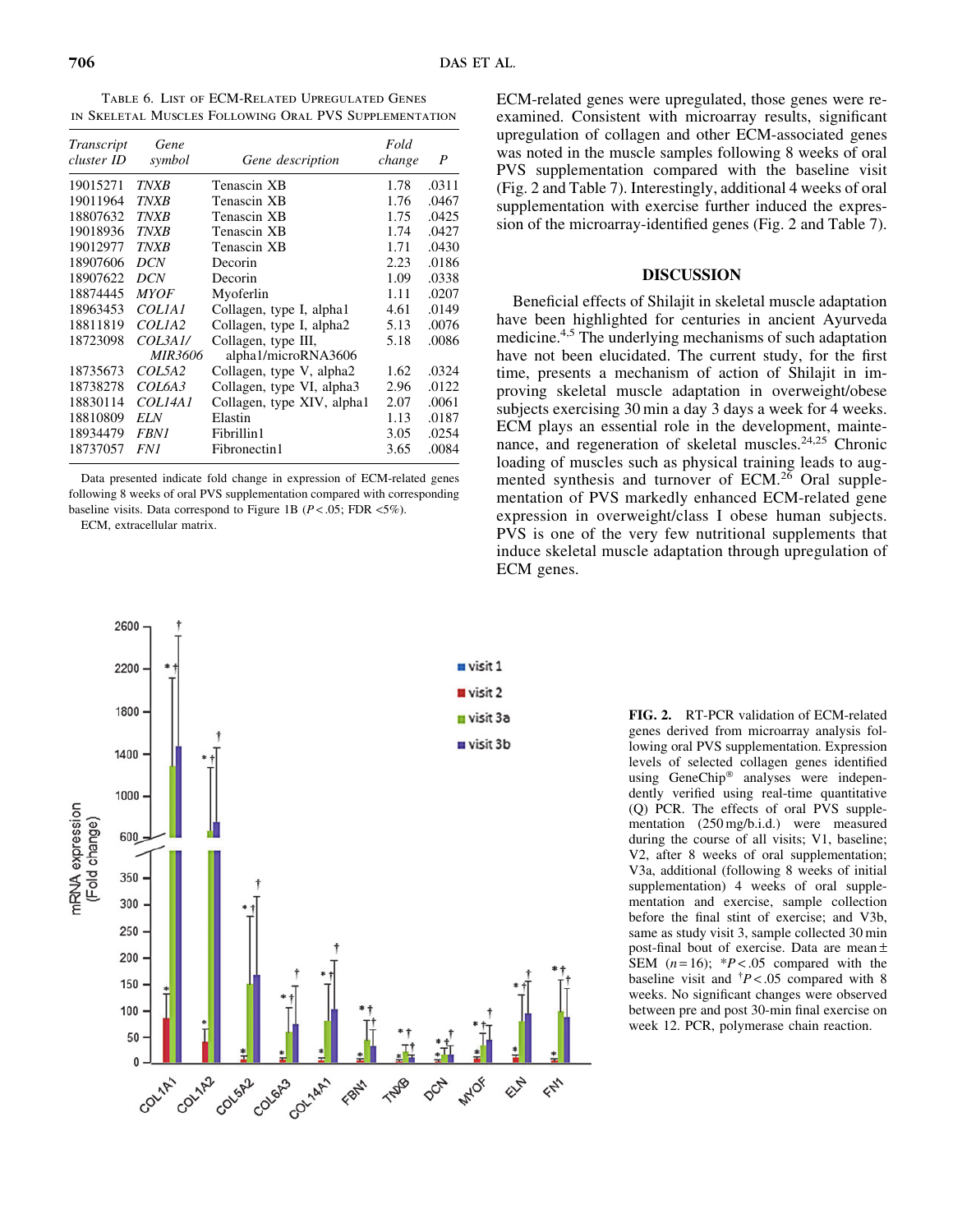TABLE 6. LIST OF ECM-RELATED UPREGULATED GENES IN SKELETAL MUSCLES FOLLOWING ORAL PVS SUPPLEMENTATION

| Transcript cluster ID | Gene symbol | Gene description | Fold change | P |
|---|---|---|---|---|
| 19015271 | *TNXB* | Tenascin XB | 1.78 | .0311 |
| 19011964 | *TNXB* | Tenascin XB | 1.76 | .0467 |
| 18807632 | *TNXB* | Tenascin XB | 1.75 | .0425 |
| 19018936 | *TNXB* | Tenascin XB | 1.74 | .0427 |
| 19012977 | *TNXB* | Tenascin XB | 1.71 | .0430 |
| 18907606 | *DCN* | Decorin | 2.23 | .0186 |
| 18907622 | *DCN* | Decorin | 1.09 | .0338 |
| 18874445 | *MYOF* | Myoferlin | 1.11 | .0207 |
| 18963453 | *COL1A1* | Collagen, type I, alpha1 | 4.61 | .0149 |
| 18811819 | *COL1A2* | Collagen, type I, alpha2 | 5.13 | .0076 |
| 18723098 | *COL3A1/ MIR3606* | Collagen, type III, alpha1/microRNA3606 | 5.18 | .0086 |
| 18735673 | *COL5A2* | Collagen, type V, alpha2 | 1.62 | .0324 |
| 18738278 | *COL6A3* | Collagen, type VI, alpha3 | 2.96 | .0122 |
| 18830114 | *COL14A1* | Collagen, type XIV, alpha1 | 2.07 | .0061 |
| 18810809 | *ELN* | Elastin | 1.13 | .0187 |
| 18934479 | *FBN1* | Fibrillin1 | 3.05 | .0254 |
| 18737057 | *FN1* | Fibronectin1 | 3.65 | .0084 |

Data presented indicate fold change in expression of ECM-related genes following 8 weeks of oral PVS supplementation compared with corresponding baseline visits. Data correspond to Figure 1B ($P<.05$; FDR <5%).

ECM, extracellular matrix.

ECM-related genes were upregulated, those genes were reexamined. Consistent with microarray results, significant upregulation of collagen and other ECM-associated genes was noted in the muscle samples following 8 weeks of oral PVS supplementation compared with the baseline visit (Fig. 2 and Table 7). Interestingly, additional 4 weeks of oral supplementation with exercise further induced the expression of the microarray-identified genes (Fig. 2 and Table 7).

## DISCUSSION

Beneficial effects of Shilajit in skeletal muscle adaptation have been highlighted for centuries in ancient Ayurveda medicine.[4,5] The underlying mechanisms of such adaptation have not been elucidated. The current study, for the first time, presents a mechanism of action of Shilajit in improving skeletal muscle adaptation in overweight/obese subjects exercising 30 min a day 3 days a week for 4 weeks. ECM plays an essential role in the development, maintenance, and regeneration of skeletal muscles.[24,25] Chronic loading of muscles such as physical training leads to augmented synthesis and turnover of ECM.[26] Oral supplementation of PVS markedly enhanced ECM-related gene expression in overweight/class I obese human subjects. PVS is one of the very few nutritional supplements that induce skeletal muscle adaptation through upregulation of ECM genes.

**FIG. 2.** RT-PCR validation of ECM-related genes derived from microarray analysis following oral PVS supplementation. Expression levels of selected collagen genes identified using GeneChip® analyses were independently verified using real-time quantitative (Q) PCR. The effects of oral PVS supplementation (250 mg/b.i.d.) were measured during the course of all visits; V1, baseline; V2, after 8 weeks of oral supplementation; V3a, additional (following 8 weeks of initial supplementation) 4 weeks of oral supplementation and exercise, sample collection before the final stint of exercise; and V3b, same as study visit 3, sample collected 30 min post-final bout of exercise. Data are mean ± SEM ($n=16$); \*$P<.05$ compared with the baseline visit and †$P<.05$ compared with 8 weeks. No significant changes were observed between pre and post 30-min final exercise on week 12. PCR, polymerase chain reaction.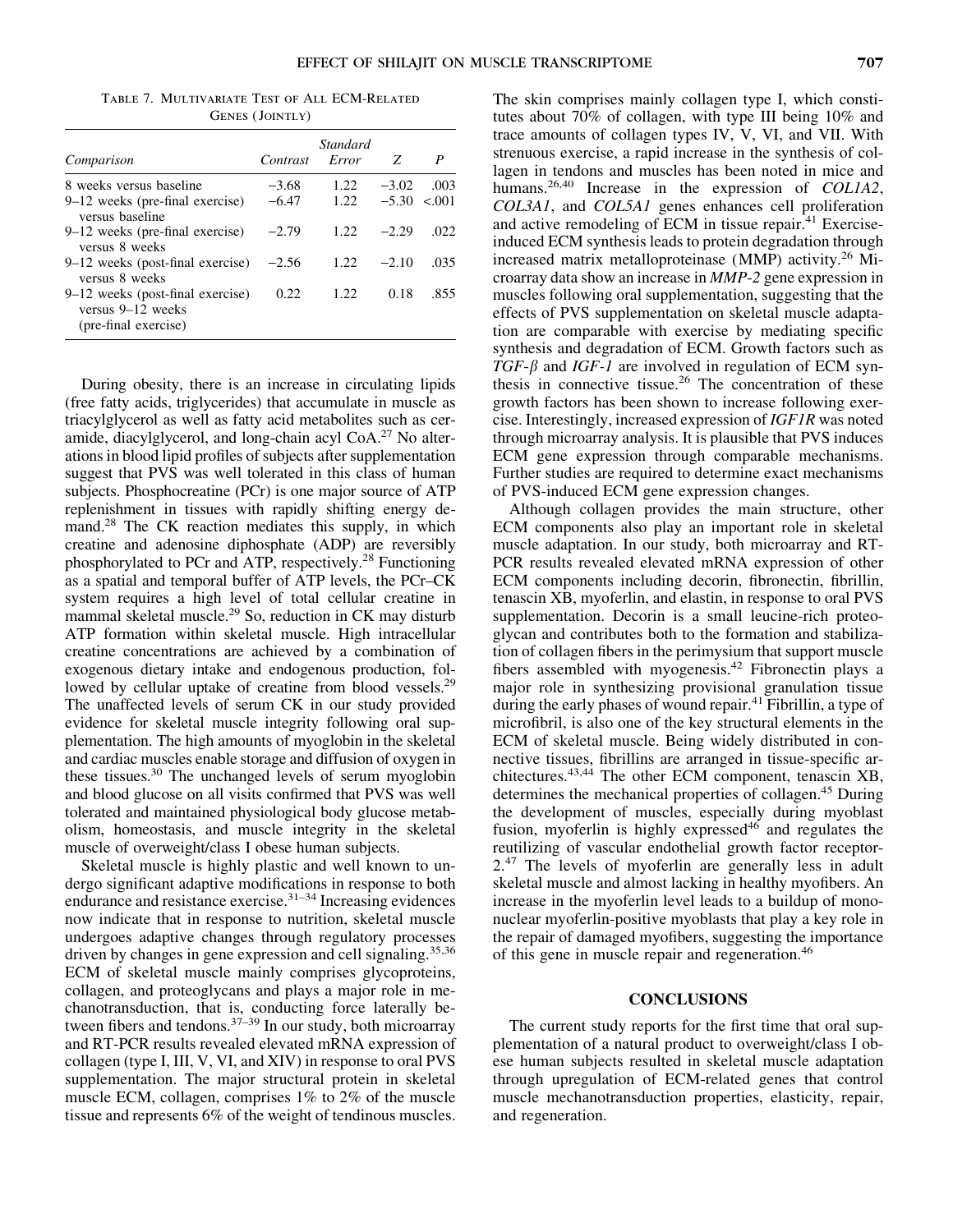Table 7. Multivariate Test of All ECM-Related Genes (Jointly)

| Comparison | Contrast | Standard Error | Z | P |
|---|---|---|---|---|
| 8 weeks versus baseline | −3.68 | 1.22 | −3.02 | .003 |
| 9–12 weeks (pre-final exercise) versus baseline | −6.47 | 1.22 | −5.30 | <.001 |
| 9–12 weeks (pre-final exercise) versus 8 weeks | −2.79 | 1.22 | −2.29 | .022 |
| 9–12 weeks (post-final exercise) versus 8 weeks | −2.56 | 1.22 | −2.10 | .035 |
| 9–12 weeks (post-final exercise) versus 9–12 weeks (pre-final exercise) | 0.22 | 1.22 | 0.18 | .855 |

During obesity, there is an increase in circulating lipids (free fatty acids, triglycerides) that accumulate in muscle as triacylglycerol as well as fatty acid metabolites such as ceramide, diacylglycerol, and long-chain acyl CoA.[27] No alterations in blood lipid profiles of subjects after supplementation suggest that PVS was well tolerated in this class of human subjects. Phosphocreatine (PCr) is one major source of ATP replenishment in tissues with rapidly shifting energy demand.[28] The CK reaction mediates this supply, in which creatine and adenosine diphosphate (ADP) are reversibly phosphorylated to PCr and ATP, respectively.[28] Functioning as a spatial and temporal buffer of ATP levels, the PCr–CK system requires a high level of total cellular creatine in mammal skeletal muscle.[29] So, reduction in CK may disturb ATP formation within skeletal muscle. High intracellular creatine concentrations are achieved by a combination of exogenous dietary intake and endogenous production, followed by cellular uptake of creatine from blood vessels.[29] The unaffected levels of serum CK in our study provided evidence for skeletal muscle integrity following oral supplementation. The high amounts of myoglobin in the skeletal and cardiac muscles enable storage and diffusion of oxygen in these tissues.[30] The unchanged levels of serum myoglobin and blood glucose on all visits confirmed that PVS was well tolerated and maintained physiological body glucose metabolism, homeostasis, and muscle integrity in the skeletal muscle of overweight/class I obese human subjects.

Skeletal muscle is highly plastic and well known to undergo significant adaptive modifications in response to both endurance and resistance exercise.[31–34] Increasing evidences now indicate that in response to nutrition, skeletal muscle undergoes adaptive changes through regulatory processes driven by changes in gene expression and cell signaling.[35,36] ECM of skeletal muscle mainly comprises glycoproteins, collagen, and proteoglycans and plays a major role in mechanotransduction, that is, conducting force laterally between fibers and tendons.[37–39] In our study, both microarray and RT-PCR results revealed elevated mRNA expression of collagen (type I, III, V, VI, and XIV) in response to oral PVS supplementation. The major structural protein in skeletal muscle ECM, collagen, comprises 1% to 2% of the muscle tissue and represents 6% of the weight of tendinous muscles. The skin comprises mainly collagen type I, which constitutes about 70% of collagen, with type III being 10% and trace amounts of collagen types IV, V, VI, and VII. With strenuous exercise, a rapid increase in the synthesis of collagen in tendons and muscles has been noted in mice and humans.[26,40] Increase in the expression of *COL1A2*, *COL3A1*, and *COL5A1* genes enhances cell proliferation and active remodeling of ECM in tissue repair.[41] Exercise-induced ECM synthesis leads to protein degradation through increased matrix metalloproteinase (MMP) activity.[26] Microarray data show an increase in *MMP-2* gene expression in muscles following oral supplementation, suggesting that the effects of PVS supplementation on skeletal muscle adaptation are comparable with exercise by mediating specific synthesis and degradation of ECM. Growth factors such as *TGF-β* and *IGF-1* are involved in regulation of ECM synthesis in connective tissue.[26] The concentration of these growth factors has been shown to increase following exercise. Interestingly, increased expression of *IGF1R* was noted through microarray analysis. It is plausible that PVS induces ECM gene expression through comparable mechanisms. Further studies are required to determine exact mechanisms of PVS-induced ECM gene expression changes.

Although collagen provides the main structure, other ECM components also play an important role in skeletal muscle adaptation. In our study, both microarray and RT-PCR results revealed elevated mRNA expression of other ECM components including decorin, fibronectin, fibrillin, tenascin XB, myoferlin, and elastin, in response to oral PVS supplementation. Decorin is a small leucine-rich proteoglycan and contributes both to the formation and stabilization of collagen fibers in the perimysium that support muscle fibers assembled with myogenesis.[42] Fibronectin plays a major role in synthesizing provisional granulation tissue during the early phases of wound repair.[41] Fibrillin, a type of microfibril, is also one of the key structural elements in the ECM of skeletal muscle. Being widely distributed in connective tissues, fibrillins are arranged in tissue-specific architectures.[43,44] The other ECM component, tenascin XB, determines the mechanical properties of collagen.[45] During the development of muscles, especially during myoblast fusion, myoferlin is highly expressed[46] and regulates the reutilizing of vascular endothelial growth factor receptor-2.[47] The levels of myoferlin are generally less in adult skeletal muscle and almost lacking in healthy myofibers. An increase in the myoferlin level leads to a buildup of mononuclear myoferlin-positive myoblasts that play a key role in the repair of damaged myofibers, suggesting the importance of this gene in muscle repair and regeneration.[46]

## CONCLUSIONS

The current study reports for the first time that oral supplementation of a natural product to overweight/class I obese human subjects resulted in skeletal muscle adaptation through upregulation of ECM-related genes that control muscle mechanotransduction properties, elasticity, repair, and regeneration.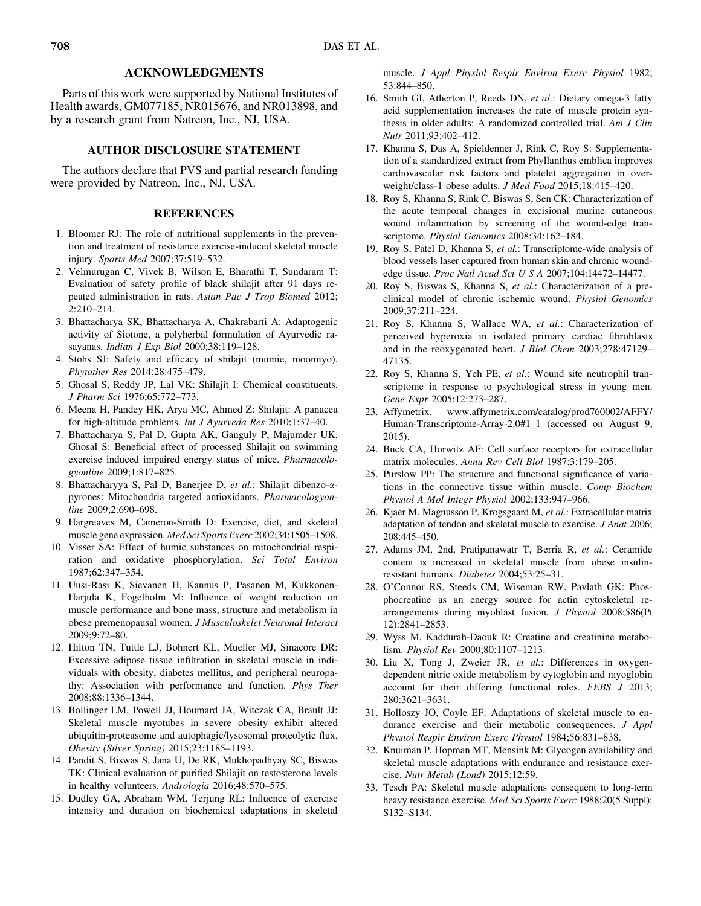## ACKNOWLEDGMENTS

Parts of this work were supported by National Institutes of Health awards, GM077185, NR015676, and NR013898, and by a research grant from Natreon, Inc., NJ, USA.

## AUTHOR DISCLOSURE STATEMENT

The authors declare that PVS and partial research funding were provided by Natreon, Inc., NJ, USA.

## REFERENCES

1. Bloomer RJ: The role of nutritional supplements in the prevention and treatment of resistance exercise-induced skeletal muscle injury. *Sports Med* 2007;37:519–532.
2. Velmurugan C, Vivek B, Wilson E, Bharathi T, Sundaram T: Evaluation of safety profile of black shilajit after 91 days repeated administration in rats. *Asian Pac J Trop Biomed* 2012; 2:210–214.
3. Bhattacharya SK, Bhattacharya A, Chakrabarti A: Adaptogenic activity of Siotone, a polyherbal formulation of Ayurvedic rasayanas. *Indian J Exp Biol* 2000;38:119–128.
4. Stohs SJ: Safety and efficacy of shilajit (mumie, moomiyo). *Phytother Res* 2014;28:475–479.
5. Ghosal S, Reddy JP, Lal VK: Shilajit I: Chemical constituents. *J Pharm Sci* 1976;65:772–773.
6. Meena H, Pandey HK, Arya MC, Ahmed Z: Shilajit: A panacea for high-altitude problems. *Int J Ayurveda Res* 2010;1:37–40.
7. Bhattacharya S, Pal D, Gupta AK, Ganguly P, Majumder UK, Ghosal S: Beneficial effect of processed Shilajit on swimming exercise induced impaired energy status of mice. *Pharmacologyonline* 2009;1:817–825.
8. Bhattacharyya S, Pal D, Banerjee D, *et al.*: Shilajit dibenzo-α-pyrones: Mitochondria targeted antioxidants. *Pharmacologyonline* 2009;2:690–698.
9. Hargreaves M, Cameron-Smith D: Exercise, diet, and skeletal muscle gene expression. *Med Sci Sports Exerc* 2002;34:1505–1508.
10. Visser SA: Effect of humic substances on mitochondrial respiration and oxidative phosphorylation. *Sci Total Environ* 1987;62:347–354.
11. Uusi-Rasi K, Sievanen H, Kannus P, Pasanen M, Kukkonen-Harjula K, Fogelholm M: Influence of weight reduction on muscle performance and bone mass, structure and metabolism in obese premenopausal women. *J Musculoskelet Neuronal Interact* 2009;9:72–80.
12. Hilton TN, Tuttle LJ, Bohnert KL, Mueller MJ, Sinacore DR: Excessive adipose tissue infiltration in skeletal muscle in individuals with obesity, diabetes mellitus, and peripheral neuropathy: Association with performance and function. *Phys Ther* 2008;88:1336–1344.
13. Bollinger LM, Powell JJ, Houmard JA, Witczak CA, Brault JJ: Skeletal muscle myotubes in severe obesity exhibit altered ubiquitin-proteasome and autophagic/lysosomal proteolytic flux. *Obesity (Silver Spring)* 2015;23:1185–1193.
14. Pandit S, Biswas S, Jana U, De RK, Mukhopadhyay SC, Biswas TK: Clinical evaluation of purified Shilajit on testosterone levels in healthy volunteers. *Andrologia* 2016;48:570–575.
15. Dudley GA, Abraham WM, Terjung RL: Influence of exercise intensity and duration on biochemical adaptations in skeletal muscle. *J Appl Physiol Respir Environ Exerc Physiol* 1982; 53:844–850.
16. Smith GI, Atherton P, Reeds DN, *et al.*: Dietary omega-3 fatty acid supplementation increases the rate of muscle protein synthesis in older adults: A randomized controlled trial. *Am J Clin Nutr* 2011;93:402–412.
17. Khanna S, Das A, Spieldenner J, Rink C, Roy S: Supplementation of a standardized extract from Phyllanthus emblica improves cardiovascular risk factors and platelet aggregation in overweight/class-1 obese adults. *J Med Food* 2015;18:415–420.
18. Roy S, Khanna S, Rink C, Biswas S, Sen CK: Characterization of the acute temporal changes in excisional murine cutaneous wound inflammation by screening of the wound-edge transcriptome. *Physiol Genomics* 2008;34:162–184.
19. Roy S, Patel D, Khanna S, *et al.*: Transcriptome-wide analysis of blood vessels laser captured from human skin and chronic wound-edge tissue. *Proc Natl Acad Sci U S A* 2007;104:14472–14477.
20. Roy S, Biswas S, Khanna S, *et al.*: Characterization of a preclinical model of chronic ischemic wound. *Physiol Genomics* 2009;37:211–224.
21. Roy S, Khanna S, Wallace WA, *et al.*: Characterization of perceived hyperoxia in isolated primary cardiac fibroblasts and in the reoxygenated heart. *J Biol Chem* 2003;278:47129–47135.
22. Roy S, Khanna S, Yeh PE, *et al.*: Wound site neutrophil transcriptome in response to psychological stress in young men. *Gene Expr* 2005;12:273–287.
23. Affymetrix. www.affymetrix.com/catalog/prod760002/AFFY/Human-Transcriptome-Array-2.0#1_1 (accessed on August 9, 2015).
24. Buck CA, Horwitz AF: Cell surface receptors for extracellular matrix molecules. *Annu Rev Cell Biol* 1987;3:179–205.
25. Purslow PP: The structure and functional significance of variations in the connective tissue within muscle. *Comp Biochem Physiol A Mol Integr Physiol* 2002;133:947–966.
26. Kjaer M, Magnusson P, Krogsgaard M, *et al.*: Extracellular matrix adaptation of tendon and skeletal muscle to exercise. *J Anat* 2006; 208:445–450.
27. Adams JM, 2nd, Pratipanawatr T, Berria R, *et al.*: Ceramide content is increased in skeletal muscle from obese insulin-resistant humans. *Diabetes* 2004;53:25–31.
28. O'Connor RS, Steeds CM, Wiseman RW, Pavlath GK: Phosphocreatine as an energy source for actin cytoskeletal rearrangements during myoblast fusion. *J Physiol* 2008;586(Pt 12):2841–2853.
29. Wyss M, Kaddurah-Daouk R: Creatine and creatinine metabolism. *Physiol Rev* 2000;80:1107–1213.
30. Liu X, Tong J, Zweier JR, *et al.*: Differences in oxygen-dependent nitric oxide metabolism by cytoglobin and myoglobin account for their differing functional roles. *FEBS J* 2013; 280:3621–3631.
31. Holloszy JO, Coyle EF: Adaptations of skeletal muscle to endurance exercise and their metabolic consequences. *J Appl Physiol Respir Environ Exerc Physiol* 1984;56:831–838.
32. Knuiman P, Hopman MT, Mensink M: Glycogen availability and skeletal muscle adaptations with endurance and resistance exercise. *Nutr Metab (Lond)* 2015;12:59.
33. Tesch PA: Skeletal muscle adaptations consequent to long-term heavy resistance exercise. *Med Sci Sports Exerc* 1988;20(5 Suppl): S132–S134.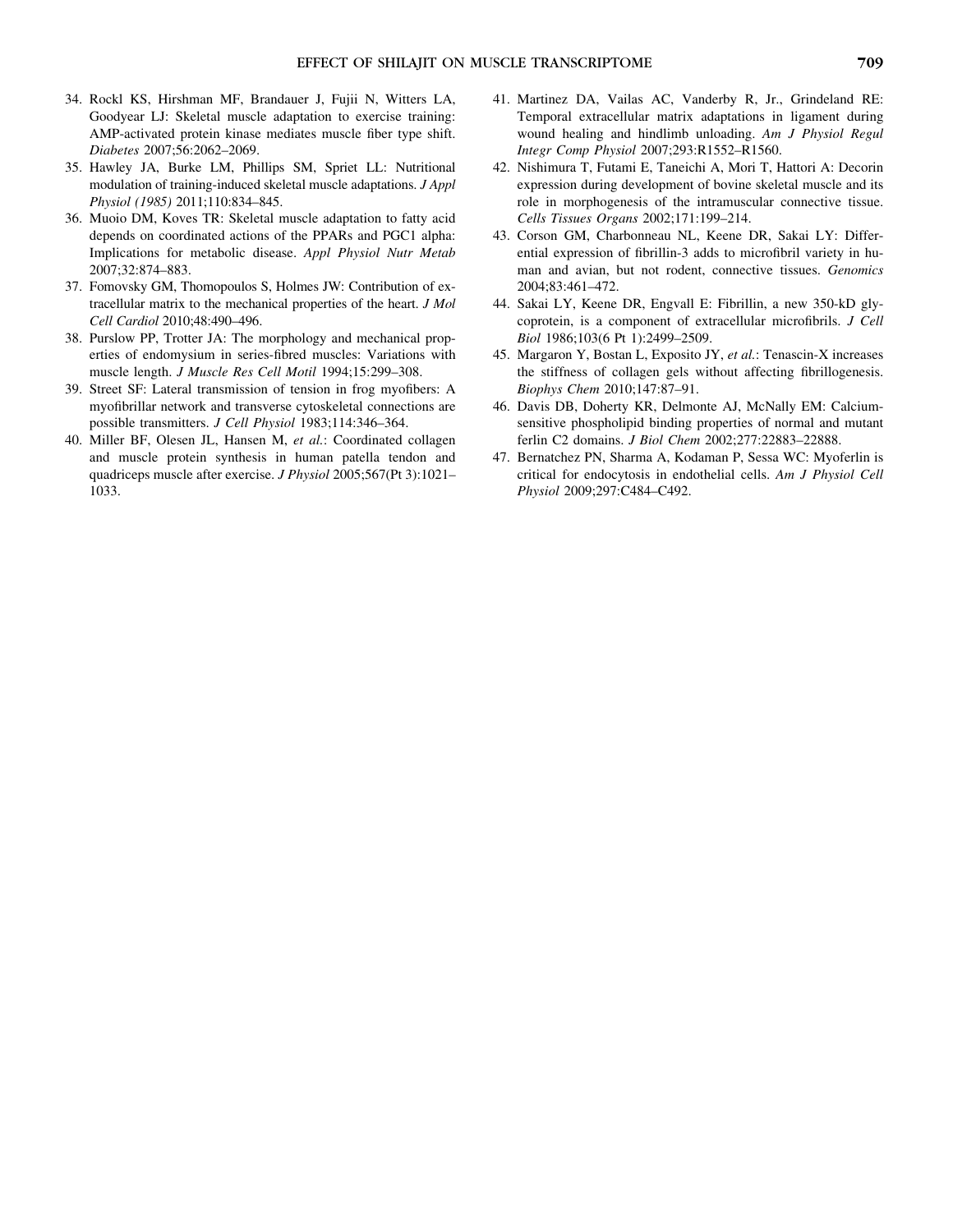34. Rockl KS, Hirshman MF, Brandauer J, Fujii N, Witters LA, Goodyear LJ: Skeletal muscle adaptation to exercise training: AMP-activated protein kinase mediates muscle fiber type shift. *Diabetes* 2007;56:2062–2069.
35. Hawley JA, Burke LM, Phillips SM, Spriet LL: Nutritional modulation of training-induced skeletal muscle adaptations. *J Appl Physiol (1985)* 2011;110:834–845.
36. Muoio DM, Koves TR: Skeletal muscle adaptation to fatty acid depends on coordinated actions of the PPARs and PGC1 alpha: Implications for metabolic disease. *Appl Physiol Nutr Metab* 2007;32:874–883.
37. Fomovsky GM, Thomopoulos S, Holmes JW: Contribution of extracellular matrix to the mechanical properties of the heart. *J Mol Cell Cardiol* 2010;48:490–496.
38. Purslow PP, Trotter JA: The morphology and mechanical properties of endomysium in series-fibred muscles: Variations with muscle length. *J Muscle Res Cell Motil* 1994;15:299–308.
39. Street SF: Lateral transmission of tension in frog myofibers: A myofibrillar network and transverse cytoskeletal connections are possible transmitters. *J Cell Physiol* 1983;114:346–364.
40. Miller BF, Olesen JL, Hansen M, *et al.*: Coordinated collagen and muscle protein synthesis in human patella tendon and quadriceps muscle after exercise. *J Physiol* 2005;567(Pt 3):1021–1033.
41. Martinez DA, Vailas AC, Vanderby R, Jr., Grindeland RE: Temporal extracellular matrix adaptations in ligament during wound healing and hindlimb unloading. *Am J Physiol Regul Integr Comp Physiol* 2007;293:R1552–R1560.
42. Nishimura T, Futami E, Taneichi A, Mori T, Hattori A: Decorin expression during development of bovine skeletal muscle and its role in morphogenesis of the intramuscular connective tissue. *Cells Tissues Organs* 2002;171:199–214.
43. Corson GM, Charbonneau NL, Keene DR, Sakai LY: Differential expression of fibrillin-3 adds to microfibril variety in human and avian, but not rodent, connective tissues. *Genomics* 2004;83:461–472.
44. Sakai LY, Keene DR, Engvall E: Fibrillin, a new 350-kD glycoprotein, is a component of extracellular microfibrils. *J Cell Biol* 1986;103(6 Pt 1):2499–2509.
45. Margaron Y, Bostan L, Exposito JY, *et al.*: Tenascin-X increases the stiffness of collagen gels without affecting fibrillogenesis. *Biophys Chem* 2010;147:87–91.
46. Davis DB, Doherty KR, Delmonte AJ, McNally EM: Calcium-sensitive phospholipid binding properties of normal and mutant ferlin C2 domains. *J Biol Chem* 2002;277:22883–22888.
47. Bernatchez PN, Sharma A, Kodaman P, Sessa WC: Myoferlin is critical for endocytosis in endothelial cells. *Am J Physiol Cell Physiol* 2009;297:C484–C492.